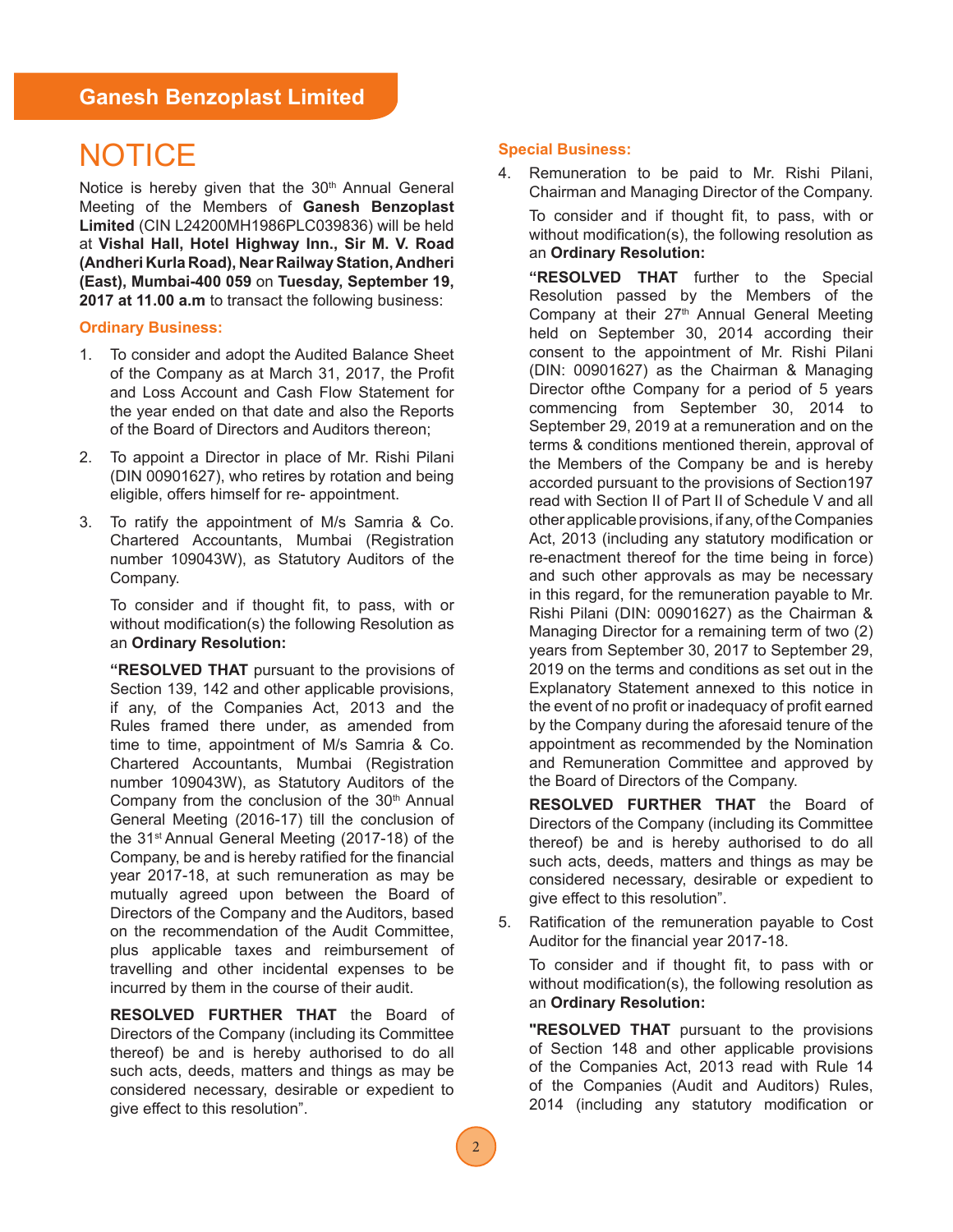# NOTICE

Notice is hereby given that the 30th Annual General Meeting of the Members of **Ganesh Benzoplast Limited** (CIN L24200MH1986PLC039836) will be held at **Vishal Hall, Hotel Highway Inn., Sir M. V. Road (Andheri Kurla Road), Near Railway Station, Andheri (East), Mumbai-400 059** on **Tuesday, September 19, 2017 at 11.00 a.m** to transact the following business:

## Ordinary Business:

1. To consider and adopt the Audited Balance Sheet of the Company as at March 31, 2017, the Profit and Loss Account and Cash Flow Statement for the year ended on that date and also the Reports of the Board of Directors and Auditors thereon;

2. To appoint a Director in place of Mr. Rishi Pilani (DIN 00901627), who retires by rotation and being eligible, offers himself for re- appointment.

3. To ratify the appointment of M/s Samria & Co. Chartered Accountants, Mumbai (Registration number 109043W), as Statutory Auditors of the Company.

   To consider and if thought fit, to pass, with or without modification(s) the following Resolution as an **Ordinary Resolution:**

   **"RESOLVED THAT** pursuant to the provisions of Section 139, 142 and other applicable provisions, if any, of the Companies Act, 2013 and the Rules framed there under, as amended from time to time, appointment of M/s Samria & Co. Chartered Accountants, Mumbai (Registration number 109043W), as Statutory Auditors of the Company from the conclusion of the 30th Annual General Meeting (2016-17) till the conclusion of the 31st Annual General Meeting (2017-18) of the Company, be and is hereby ratified for the financial year 2017-18, at such remuneration as may be mutually agreed upon between the Board of Directors of the Company and the Auditors, based on the recommendation of the Audit Committee, plus applicable taxes and reimbursement of travelling and other incidental expenses to be incurred by them in the course of their audit.

   **RESOLVED FURTHER THAT** the Board of Directors of the Company (including its Committee thereof) be and is hereby authorised to do all such acts, deeds, matters and things as may be considered necessary, desirable or expedient to give effect to this resolution".

## Special Business:

4. Remuneration to be paid to Mr. Rishi Pilani, Chairman and Managing Director of the Company.

   To consider and if thought fit, to pass, with or without modification(s), the following resolution as an **Ordinary Resolution:**

   **"RESOLVED THAT** further to the Special Resolution passed by the Members of the Company at their 27th Annual General Meeting held on September 30, 2014 according their consent to the appointment of Mr. Rishi Pilani (DIN: 00901627) as the Chairman & Managing Director ofthe Company for a period of 5 years commencing from September 30, 2014 to September 29, 2019 at a remuneration and on the terms & conditions mentioned therein, approval of the Members of the Company be and is hereby accorded pursuant to the provisions of Section197 read with Section II of Part II of Schedule V and all other applicable provisions, if any, of the Companies Act, 2013 (including any statutory modification or re-enactment thereof for the time being in force) and such other approvals as may be necessary in this regard, for the remuneration payable to Mr. Rishi Pilani (DIN: 00901627) as the Chairman & Managing Director for a remaining term of two (2) years from September 30, 2017 to September 29, 2019 on the terms and conditions as set out in the Explanatory Statement annexed to this notice in the event of no profit or inadequacy of profit earned by the Company during the aforesaid tenure of the appointment as recommended by the Nomination and Remuneration Committee and approved by the Board of Directors of the Company.

   **RESOLVED FURTHER THAT** the Board of Directors of the Company (including its Committee thereof) be and is hereby authorised to do all such acts, deeds, matters and things as may be considered necessary, desirable or expedient to give effect to this resolution".

5. Ratification of the remuneration payable to Cost Auditor for the financial year 2017-18.

   To consider and if thought fit, to pass with or without modification(s), the following resolution as an **Ordinary Resolution:**

   **"RESOLVED THAT** pursuant to the provisions of Section 148 and other applicable provisions of the Companies Act, 2013 read with Rule 14 of the Companies (Audit and Auditors) Rules, 2014 (including any statutory modification or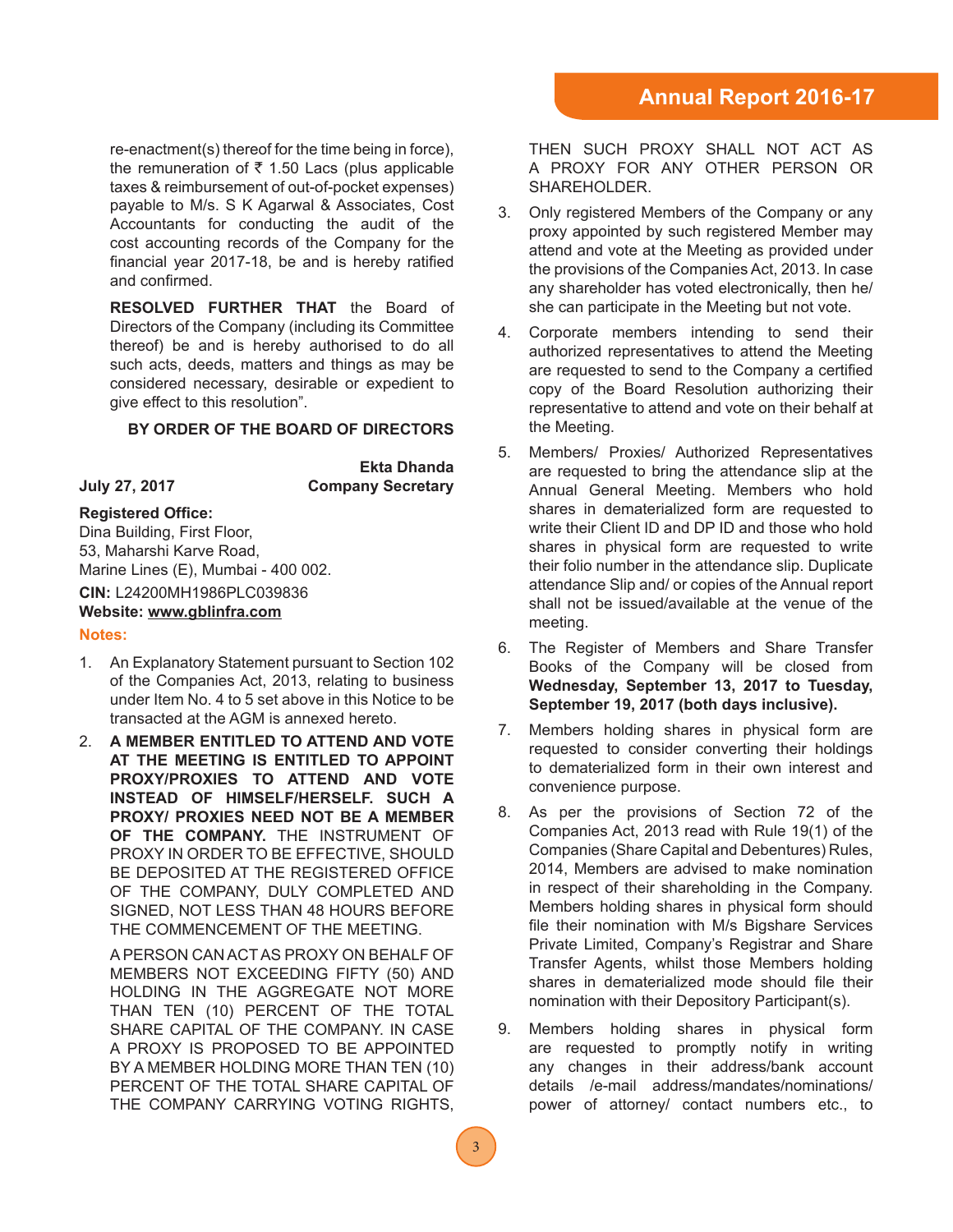re-enactment(s) thereof for the time being in force), the remuneration of ₹ 1.50 Lacs (plus applicable taxes & reimbursement of out-of-pocket expenses) payable to M/s. S K Agarwal & Associates, Cost Accountants for conducting the audit of the cost accounting records of the Company for the financial year 2017-18, be and is hereby ratified and confirmed.

**RESOLVED FURTHER THAT** the Board of Directors of the Company (including its Committee thereof) be and is hereby authorised to do all such acts, deeds, matters and things as may be considered necessary, desirable or expedient to give effect to this resolution".

**BY ORDER OF THE BOARD OF DIRECTORS**

**Ekta Dhanda**
**Company Secretary**

**July 27, 2017**

**Registered Office:**
Dina Building, First Floor,
53, Maharshi Karve Road,
Marine Lines (E), Mumbai - 400 002.

**CIN:** L24200MH1986PLC039836
**Website:** www.gblinfra.com

**Notes:**

1. An Explanatory Statement pursuant to Section 102 of the Companies Act, 2013, relating to business under Item No. 4 to 5 set above in this Notice to be transacted at the AGM is annexed hereto.

2. **A MEMBER ENTITLED TO ATTEND AND VOTE AT THE MEETING IS ENTITLED TO APPOINT PROXY/PROXIES TO ATTEND AND VOTE INSTEAD OF HIMSELF/HERSELF. SUCH A PROXY/ PROXIES NEED NOT BE A MEMBER OF THE COMPANY.** THE INSTRUMENT OF PROXY IN ORDER TO BE EFFECTIVE, SHOULD BE DEPOSITED AT THE REGISTERED OFFICE OF THE COMPANY, DULY COMPLETED AND SIGNED, NOT LESS THAN 48 HOURS BEFORE THE COMMENCEMENT OF THE MEETING.

   A PERSON CAN ACT AS PROXY ON BEHALF OF MEMBERS NOT EXCEEDING FIFTY (50) AND HOLDING IN THE AGGREGATE NOT MORE THAN TEN (10) PERCENT OF THE TOTAL SHARE CAPITAL OF THE COMPANY. IN CASE A PROXY IS PROPOSED TO BE APPOINTED BY A MEMBER HOLDING MORE THAN TEN (10) PERCENT OF THE TOTAL SHARE CAPITAL OF THE COMPANY CARRYING VOTING RIGHTS, THEN SUCH PROXY SHALL NOT ACT AS A PROXY FOR ANY OTHER PERSON OR SHAREHOLDER.

3. Only registered Members of the Company or any proxy appointed by such registered Member may attend and vote at the Meeting as provided under the provisions of the Companies Act, 2013. In case any shareholder has voted electronically, then he/ she can participate in the Meeting but not vote.

4. Corporate members intending to send their authorized representatives to attend the Meeting are requested to send to the Company a certified copy of the Board Resolution authorizing their representative to attend and vote on their behalf at the Meeting.

5. Members/ Proxies/ Authorized Representatives are requested to bring the attendance slip at the Annual General Meeting. Members who hold shares in dematerialized form are requested to write their Client ID and DP ID and those who hold shares in physical form are requested to write their folio number in the attendance slip. Duplicate attendance Slip and/ or copies of the Annual report shall not be issued/available at the venue of the meeting.

6. The Register of Members and Share Transfer Books of the Company will be closed from **Wednesday, September 13, 2017 to Tuesday, September 19, 2017 (both days inclusive).**

7. Members holding shares in physical form are requested to consider converting their holdings to dematerialized form in their own interest and convenience purpose.

8. As per the provisions of Section 72 of the Companies Act, 2013 read with Rule 19(1) of the Companies (Share Capital and Debentures) Rules, 2014, Members are advised to make nomination in respect of their shareholding in the Company. Members holding shares in physical form should file their nomination with M/s Bigshare Services Private Limited, Company's Registrar and Share Transfer Agents, whilst those Members holding shares in dematerialized mode should file their nomination with their Depository Participant(s).

9. Members holding shares in physical form are requested to promptly notify in writing any changes in their address/bank account details /e-mail address/mandates/nominations/ power of attorney/ contact numbers etc., to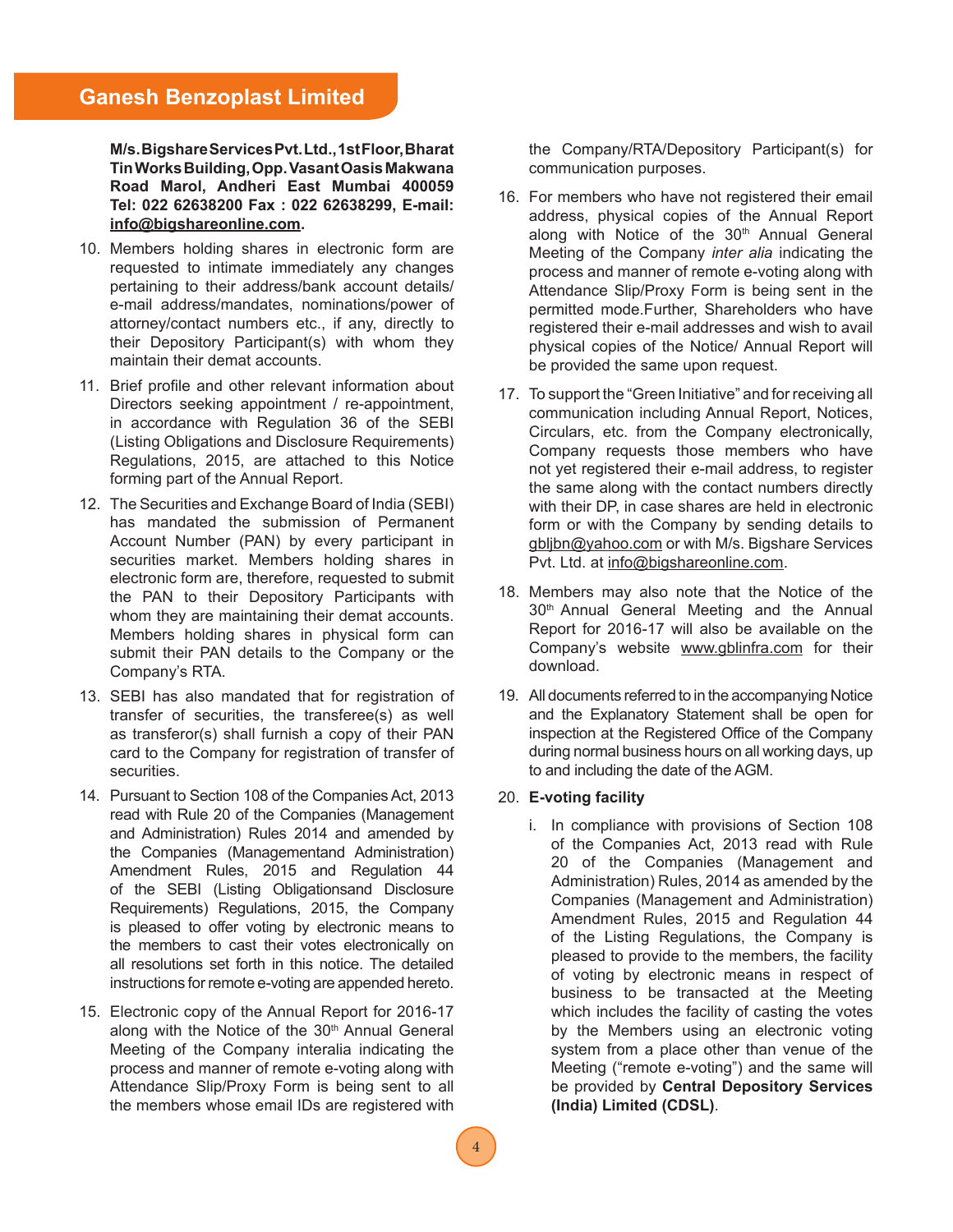**M/s. Bigshare Services Pvt. Ltd., 1st Floor, Bharat Tin Works Building, Opp. Vasant Oasis Makwana Road Marol, Andheri East Mumbai 400059 Tel: 022 62638200 Fax : 022 62638299, E-mail: info@bigshareonline.com.**

10. Members holding shares in electronic form are requested to intimate immediately any changes pertaining to their address/bank account details/ e-mail address/mandates, nominations/power of attorney/contact numbers etc., if any, directly to their Depository Participant(s) with whom they maintain their demat accounts.

11. Brief profile and other relevant information about Directors seeking appointment / re-appointment, in accordance with Regulation 36 of the SEBI (Listing Obligations and Disclosure Requirements) Regulations, 2015, are attached to this Notice forming part of the Annual Report.

12. The Securities and Exchange Board of India (SEBI) has mandated the submission of Permanent Account Number (PAN) by every participant in securities market. Members holding shares in electronic form are, therefore, requested to submit the PAN to their Depository Participants with whom they are maintaining their demat accounts. Members holding shares in physical form can submit their PAN details to the Company or the Company's RTA.

13. SEBI has also mandated that for registration of transfer of securities, the transferee(s) as well as transferor(s) shall furnish a copy of their PAN card to the Company for registration of transfer of securities.

14. Pursuant to Section 108 of the Companies Act, 2013 read with Rule 20 of the Companies (Management and Administration) Rules 2014 and amended by the Companies (Managementand Administration) Amendment Rules, 2015 and Regulation 44 of the SEBI (Listing Obligationsand Disclosure Requirements) Regulations, 2015, the Company is pleased to offer voting by electronic means to the members to cast their votes electronically on all resolutions set forth in this notice. The detailed instructions for remote e-voting are appended hereto.

15. Electronic copy of the Annual Report for 2016-17 along with the Notice of the 30th Annual General Meeting of the Company interalia indicating the process and manner of remote e-voting along with Attendance Slip/Proxy Form is being sent to all the members whose email IDs are registered with the Company/RTA/Depository Participant(s) for communication purposes.

16. For members who have not registered their email address, physical copies of the Annual Report along with Notice of the 30th Annual General Meeting of the Company *inter alia* indicating the process and manner of remote e-voting along with Attendance Slip/Proxy Form is being sent in the permitted mode.Further, Shareholders who have registered their e-mail addresses and wish to avail physical copies of the Notice/ Annual Report will be provided the same upon request.

17. To support the "Green Initiative" and for receiving all communication including Annual Report, Notices, Circulars, etc. from the Company electronically, Company requests those members who have not yet registered their e-mail address, to register the same along with the contact numbers directly with their DP, in case shares are held in electronic form or with the Company by sending details to gbljbn@yahoo.com or with M/s. Bigshare Services Pvt. Ltd. at info@bigshareonline.com.

18. Members may also note that the Notice of the 30th Annual General Meeting and the Annual Report for 2016-17 will also be available on the Company's website www.gblinfra.com for their download.

19. All documents referred to in the accompanying Notice and the Explanatory Statement shall be open for inspection at the Registered Office of the Company during normal business hours on all working days, up to and including the date of the AGM.

20. **E-voting facility**

    i. In compliance with provisions of Section 108 of the Companies Act, 2013 read with Rule 20 of the Companies (Management and Administration) Rules, 2014 as amended by the Companies (Management and Administration) Amendment Rules, 2015 and Regulation 44 of the Listing Regulations, the Company is pleased to provide to the members, the facility of voting by electronic means in respect of business to be transacted at the Meeting which includes the facility of casting the votes by the Members using an electronic voting system from a place other than venue of the Meeting ("remote e-voting") and the same will be provided by **Central Depository Services (India) Limited (CDSL)**.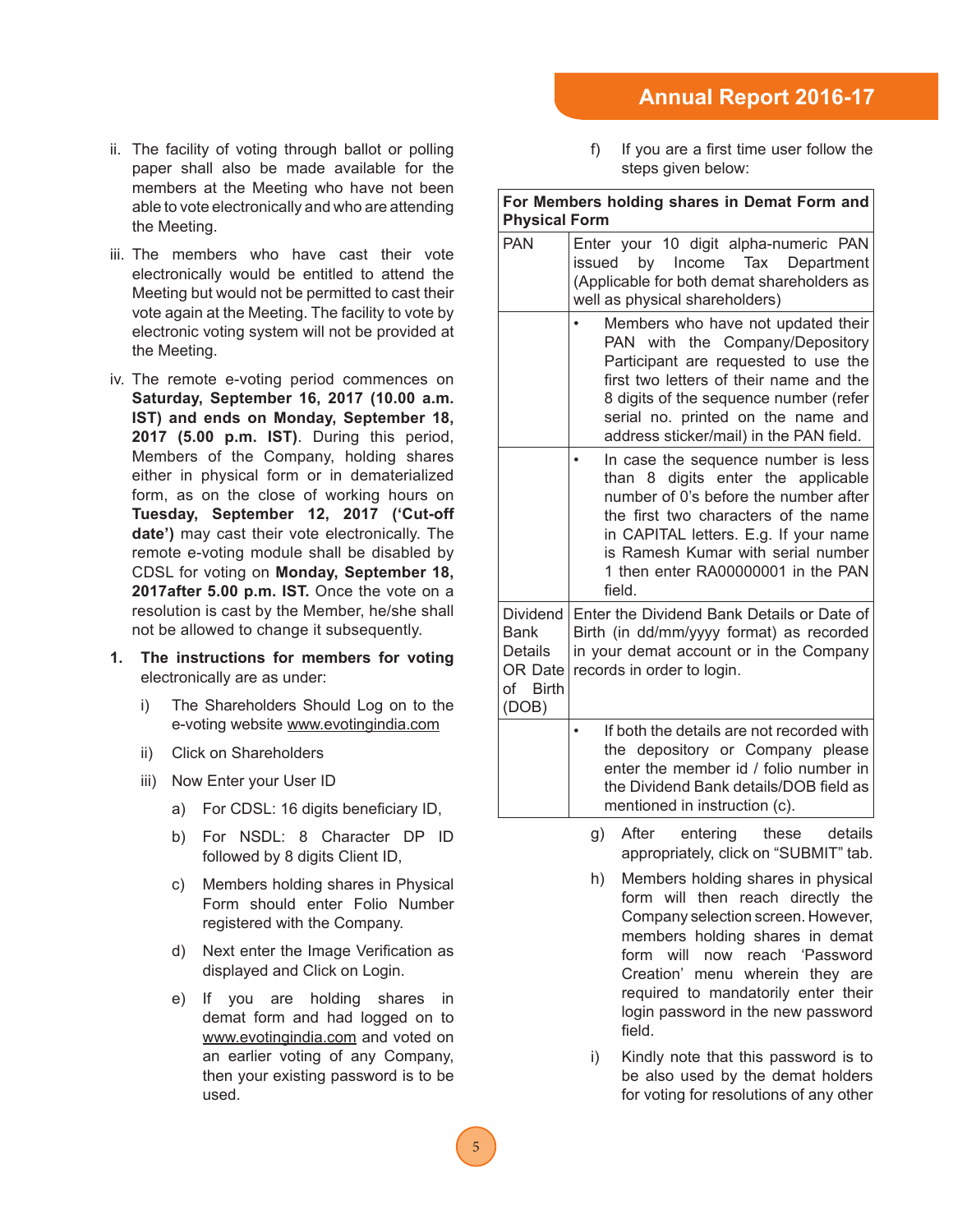ii. The facility of voting through ballot or polling paper shall also be made available for the members at the Meeting who have not been able to vote electronically and who are attending the Meeting.

iii. The members who have cast their vote electronically would be entitled to attend the Meeting but would not be permitted to cast their vote again at the Meeting. The facility to vote by electronic voting system will not be provided at the Meeting.

iv. The remote e-voting period commences on **Saturday, September 16, 2017 (10.00 a.m. IST) and ends on Monday, September 18, 2017 (5.00 p.m. IST)**. During this period, Members of the Company, holding shares either in physical form or in dematerialized form, as on the close of working hours on **Tuesday, September 12, 2017 ('Cut-off date')** may cast their vote electronically. The remote e-voting module shall be disabled by CDSL for voting on **Monday, September 18, 2017after 5.00 p.m. IST.** Once the vote on a resolution is cast by the Member, he/she shall not be allowed to change it subsequently.

**1. The instructions for members for voting** electronically are as under:

i) The Shareholders Should Log on to the e-voting website www.evotingindia.com

ii) Click on Shareholders

iii) Now Enter your User ID

a) For CDSL: 16 digits beneficiary ID,

b) For NSDL: 8 Character DP ID followed by 8 digits Client ID,

c) Members holding shares in Physical Form should enter Folio Number registered with the Company.

d) Next enter the Image Verification as displayed and Click on Login.

e) If you are holding shares in demat form and had logged on to www.evotingindia.com and voted on an earlier voting of any Company, then your existing password is to be used.

f) If you are a first time user follow the steps given below:

| **For Members holding shares in Demat Form and Physical Form** | |
|---|---|
| PAN | Enter your 10 digit alpha-numeric PAN issued by Income Tax Department (Applicable for both demat shareholders as well as physical shareholders) |
| | • Members who have not updated their PAN with the Company/Depository Participant are requested to use the first two letters of their name and the 8 digits of the sequence number (refer serial no. printed on the name and address sticker/mail) in the PAN field. |
| | • In case the sequence number is less than 8 digits enter the applicable number of 0's before the number after the first two characters of the name in CAPITAL letters. E.g. If your name is Ramesh Kumar with serial number 1 then enter RA00000001 in the PAN field. |
| Dividend Bank Details OR Date of Birth (DOB) | Enter the Dividend Bank Details or Date of Birth (in dd/mm/yyyy format) as recorded in your demat account or in the Company records in order to login. |
| | • If both the details are not recorded with the depository or Company please enter the member id / folio number in the Dividend Bank details/DOB field as mentioned in instruction (c). |

g) After entering these details appropriately, click on "SUBMIT" tab.

h) Members holding shares in physical form will then reach directly the Company selection screen. However, members holding shares in demat form will now reach 'Password Creation' menu wherein they are required to mandatorily enter their login password in the new password field.

i) Kindly note that this password is to be also used by the demat holders for voting for resolutions of any other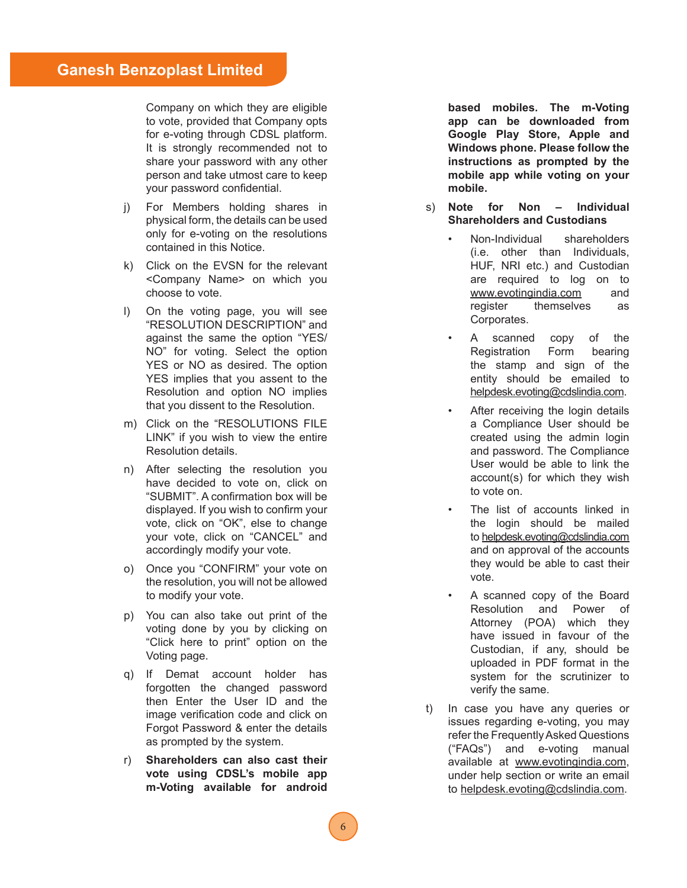Company on which they are eligible to vote, provided that Company opts for e-voting through CDSL platform. It is strongly recommended not to share your password with any other person and take utmost care to keep your password confidential.

j) For Members holding shares in physical form, the details can be used only for e-voting on the resolutions contained in this Notice.

k) Click on the EVSN for the relevant <Company Name> on which you choose to vote.

l) On the voting page, you will see "RESOLUTION DESCRIPTION" and against the same the option "YES/ NO" for voting. Select the option YES or NO as desired. The option YES implies that you assent to the Resolution and option NO implies that you dissent to the Resolution.

m) Click on the "RESOLUTIONS FILE LINK" if you wish to view the entire Resolution details.

n) After selecting the resolution you have decided to vote on, click on "SUBMIT". A confirmation box will be displayed. If you wish to confirm your vote, click on "OK", else to change your vote, click on "CANCEL" and accordingly modify your vote.

o) Once you "CONFIRM" your vote on the resolution, you will not be allowed to modify your vote.

p) You can also take out print of the voting done by you by clicking on "Click here to print" option on the Voting page.

q) If Demat account holder has forgotten the changed password then Enter the User ID and the image verification code and click on Forgot Password & enter the details as prompted by the system.

r) **Shareholders can also cast their vote using CDSL's mobile app m-Voting available for android based mobiles. The m-Voting app can be downloaded from Google Play Store, Apple and Windows phone. Please follow the instructions as prompted by the mobile app while voting on your mobile.**

s) **Note for Non – Individual Shareholders and Custodians**

- Non-Individual shareholders (i.e. other than Individuals, HUF, NRI etc.) and Custodian are required to log on to www.evotingindia.com and register themselves as Corporates.
- A scanned copy of the Registration Form bearing the stamp and sign of the entity should be emailed to helpdesk.evoting@cdslindia.com.
- After receiving the login details a Compliance User should be created using the admin login and password. The Compliance User would be able to link the account(s) for which they wish to vote on.
- The list of accounts linked in the login should be mailed to helpdesk.evoting@cdslindia.com and on approval of the accounts they would be able to cast their vote.
- A scanned copy of the Board Resolution and Power of Attorney (POA) which they have issued in favour of the Custodian, if any, should be uploaded in PDF format in the system for the scrutinizer to verify the same.

t) In case you have any queries or issues regarding e-voting, you may refer the Frequently Asked Questions ("FAQs") and e-voting manual available at www.evotingindia.com, under help section or write an email to helpdesk.evoting@cdslindia.com.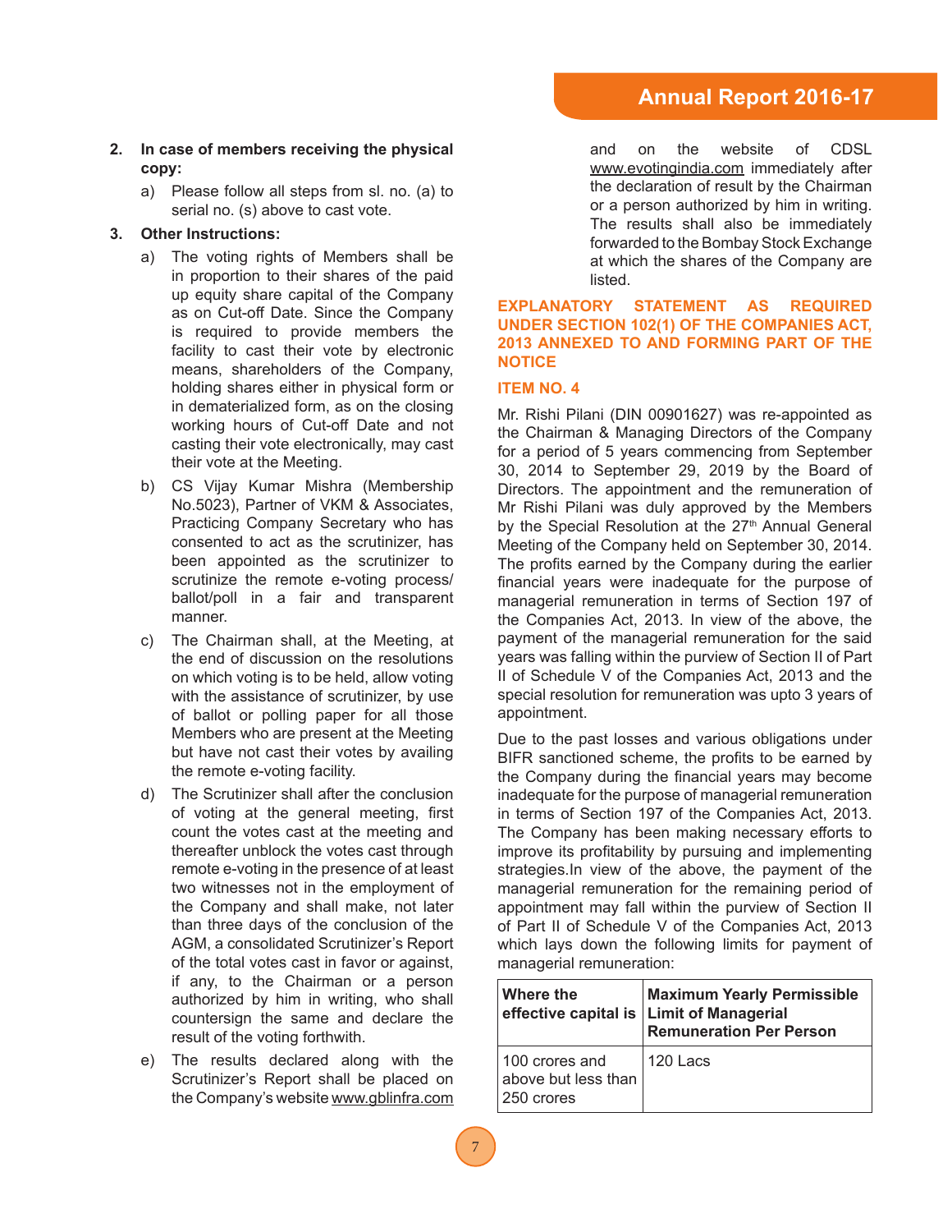2. **In case of members receiving the physical copy:**

   a) Please follow all steps from sl. no. (a) to serial no. (s) above to cast vote.

3. **Other Instructions:**

   a) The voting rights of Members shall be in proportion to their shares of the paid up equity share capital of the Company as on Cut-off Date. Since the Company is required to provide members the facility to cast their vote by electronic means, shareholders of the Company, holding shares either in physical form or in dematerialized form, as on the closing working hours of Cut-off Date and not casting their vote electronically, may cast their vote at the Meeting.

   b) CS Vijay Kumar Mishra (Membership No.5023), Partner of VKM & Associates, Practicing Company Secretary who has consented to act as the scrutinizer, has been appointed as the scrutinizer to scrutinize the remote e-voting process/ ballot/poll in a fair and transparent manner.

   c) The Chairman shall, at the Meeting, at the end of discussion on the resolutions on which voting is to be held, allow voting with the assistance of scrutinizer, by use of ballot or polling paper for all those Members who are present at the Meeting but have not cast their votes by availing the remote e-voting facility.

   d) The Scrutinizer shall after the conclusion of voting at the general meeting, first count the votes cast at the meeting and thereafter unblock the votes cast through remote e-voting in the presence of at least two witnesses not in the employment of the Company and shall make, not later than three days of the conclusion of the AGM, a consolidated Scrutinizer's Report of the total votes cast in favor or against, if any, to the Chairman or a person authorized by him in writing, who shall countersign the same and declare the result of the voting forthwith.

   e) The results declared along with the Scrutinizer's Report shall be placed on the Company's website www.gblinfra.com and on the website of CDSL www.evotingindia.com immediately after the declaration of result by the Chairman or a person authorized by him in writing. The results shall also be immediately forwarded to the Bombay Stock Exchange at which the shares of the Company are listed.

## EXPLANATORY STATEMENT AS REQUIRED UNDER SECTION 102(1) OF THE COMPANIES ACT, 2013 ANNEXED TO AND FORMING PART OF THE NOTICE

### ITEM NO. 4

Mr. Rishi Pilani (DIN 00901627) was re-appointed as the Chairman & Managing Directors of the Company for a period of 5 years commencing from September 30, 2014 to September 29, 2019 by the Board of Directors. The appointment and the remuneration of Mr Rishi Pilani was duly approved by the Members by the Special Resolution at the 27th Annual General Meeting of the Company held on September 30, 2014. The profits earned by the Company during the earlier financial years were inadequate for the purpose of managerial remuneration in terms of Section 197 of the Companies Act, 2013. In view of the above, the payment of the managerial remuneration for the said years was falling within the purview of Section II of Part II of Schedule V of the Companies Act, 2013 and the special resolution for remuneration was upto 3 years of appointment.

Due to the past losses and various obligations under BIFR sanctioned scheme, the profits to be earned by the Company during the financial years may become inadequate for the purpose of managerial remuneration in terms of Section 197 of the Companies Act, 2013. The Company has been making necessary efforts to improve its profitability by pursuing and implementing strategies.In view of the above, the payment of the managerial remuneration for the remaining period of appointment may fall within the purview of Section II of Part II of Schedule V of the Companies Act, 2013 which lays down the following limits for payment of managerial remuneration:

| Where the effective capital is | Maximum Yearly Permissible Limit of Managerial Remuneration Per Person |
|---|---|
| 100 crores and above but less than 250 crores | 120 Lacs |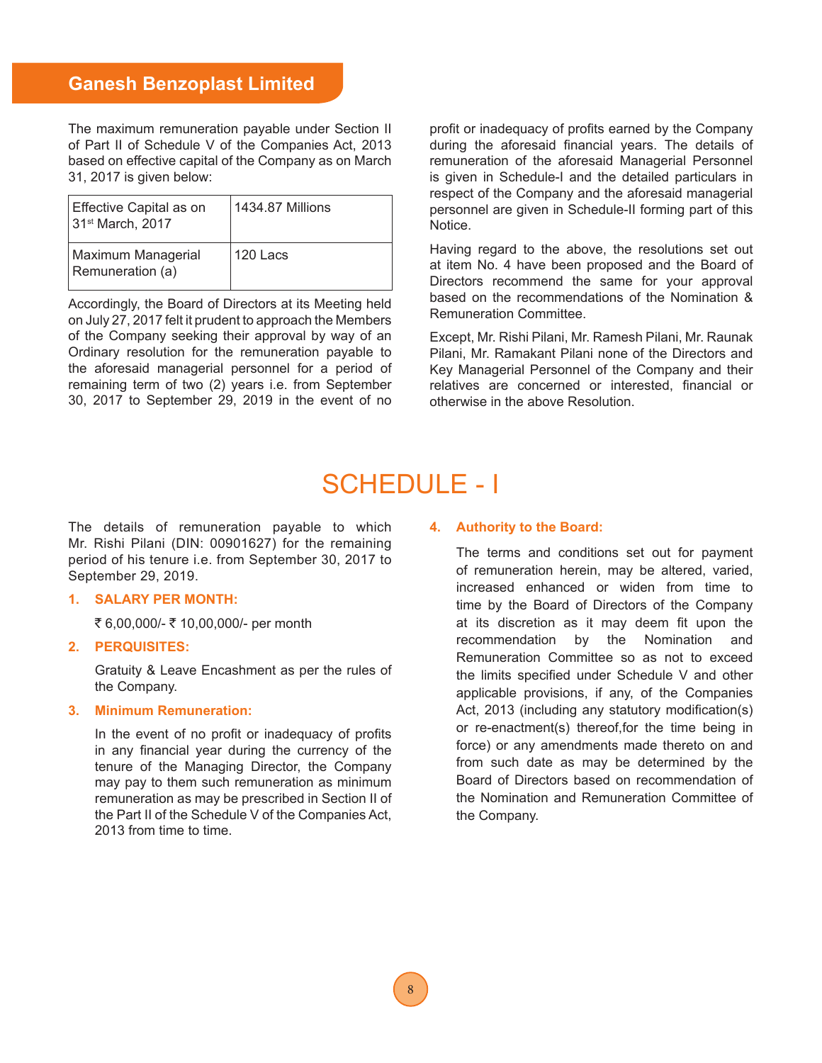The maximum remuneration payable under Section II of Part II of Schedule V of the Companies Act, 2013 based on effective capital of the Company as on March 31, 2017 is given below:

| Effective Capital as on 31st March, 2017 | 1434.87 Millions |
|---|---|
| Maximum Managerial Remuneration (a) | 120 Lacs |

Accordingly, the Board of Directors at its Meeting held on July 27, 2017 felt it prudent to approach the Members of the Company seeking their approval by way of an Ordinary resolution for the remuneration payable to the aforesaid managerial personnel for a period of remaining term of two (2) years i.e. from September 30, 2017 to September 29, 2019 in the event of no profit or inadequacy of profits earned by the Company during the aforesaid financial years. The details of remuneration of the aforesaid Managerial Personnel is given in Schedule-I and the detailed particulars in respect of the Company and the aforesaid managerial personnel are given in Schedule-II forming part of this Notice.

Having regard to the above, the resolutions set out at item No. 4 have been proposed and the Board of Directors recommend the same for your approval based on the recommendations of the Nomination & Remuneration Committee.

Except, Mr. Rishi Pilani, Mr. Ramesh Pilani, Mr. Raunak Pilani, Mr. Ramakant Pilani none of the Directors and Key Managerial Personnel of the Company and their relatives are concerned or interested, financial or otherwise in the above Resolution.

# SCHEDULE - I

The details of remuneration payable to which Mr. Rishi Pilani (DIN: 00901627) for the remaining period of his tenure i.e. from September 30, 2017 to September 29, 2019.

1. **SALARY PER MONTH:**

   ₹ 6,00,000/- ₹ 10,00,000/- per month

2. **PERQUISITES:**

   Gratuity & Leave Encashment as per the rules of the Company.

3. **Minimum Remuneration:**

   In the event of no profit or inadequacy of profits in any financial year during the currency of the tenure of the Managing Director, the Company may pay to them such remuneration as minimum remuneration as may be prescribed in Section II of the Part II of the Schedule V of the Companies Act, 2013 from time to time.

4. **Authority to the Board:**

   The terms and conditions set out for payment of remuneration herein, may be altered, varied, increased enhanced or widen from time to time by the Board of Directors of the Company at its discretion as it may deem fit upon the recommendation by the Nomination and Remuneration Committee so as not to exceed the limits specified under Schedule V and other applicable provisions, if any, of the Companies Act, 2013 (including any statutory modification(s) or re-enactment(s) thereof,for the time being in force) or any amendments made thereto on and from such date as may be determined by the Board of Directors based on recommendation of the Nomination and Remuneration Committee of the Company.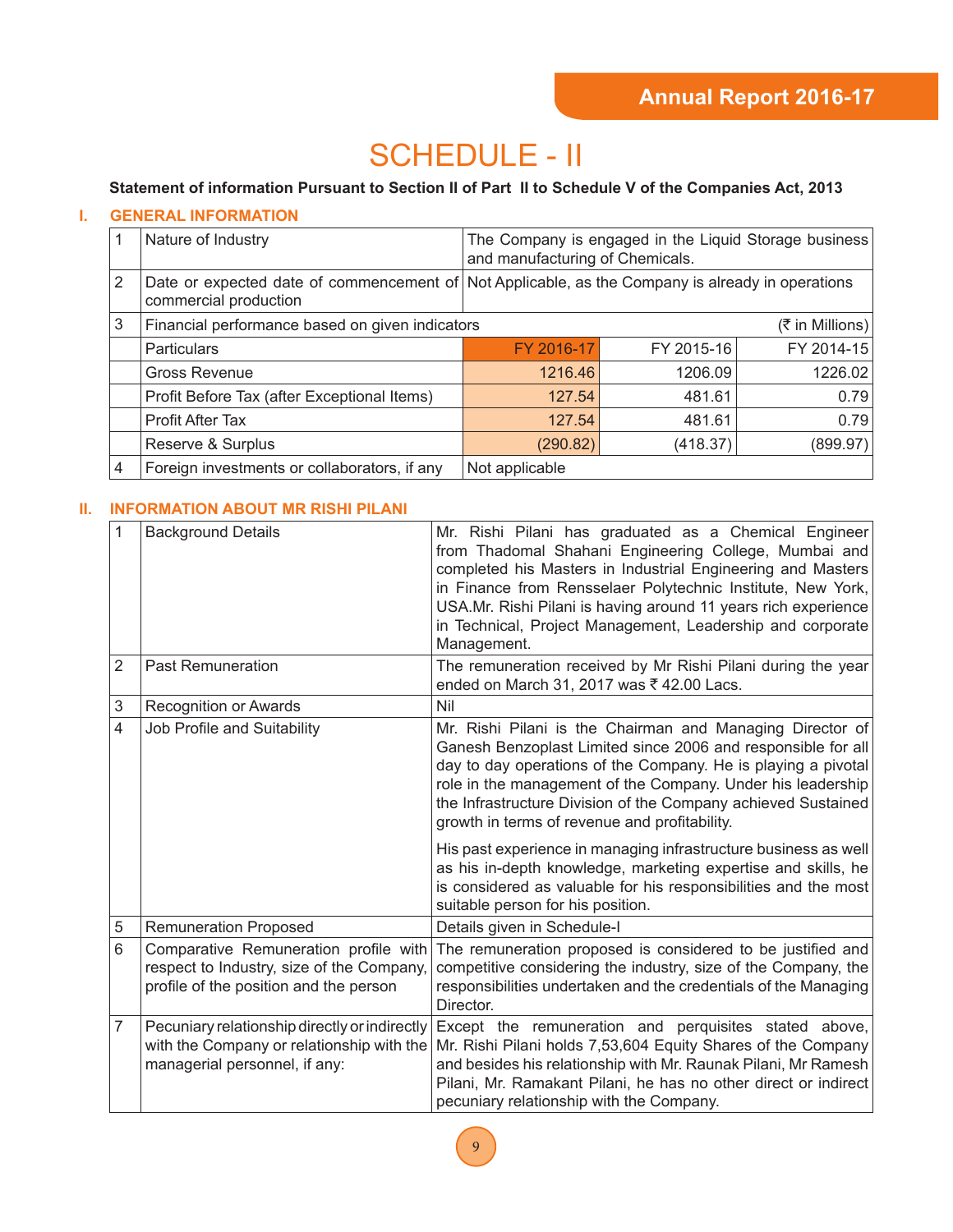# SCHEDULE - II

**Statement of information Pursuant to Section II of Part II to Schedule V of the Companies Act, 2013**

## I. GENERAL INFORMATION

| | | | | |
|---|---|---|---|---|
| 1 | Nature of Industry | The Company is engaged in the Liquid Storage business and manufacturing of Chemicals. | | |
| 2 | Date or expected date of commencement of commercial production | Not Applicable, as the Company is already in operations | | |
| 3 | Financial performance based on given indicators | | | (₹ in Millions) |
| | Particulars | FY 2016-17 | FY 2015-16 | FY 2014-15 |
| | Gross Revenue | 1216.46 | 1206.09 | 1226.02 |
| | Profit Before Tax (after Exceptional Items) | 127.54 | 481.61 | 0.79 |
| | Profit After Tax | 127.54 | 481.61 | 0.79 |
| | Reserve & Surplus | (290.82) | (418.37) | (899.97) |
| 4 | Foreign investments or collaborators, if any | Not applicable | | |

## II. INFORMATION ABOUT MR RISHI PILANI

| | | |
|---|---|---|
| 1 | Background Details | Mr. Rishi Pilani has graduated as a Chemical Engineer from Thadomal Shahani Engineering College, Mumbai and completed his Masters in Industrial Engineering and Masters in Finance from Rensselaer Polytechnic Institute, New York, USA.Mr. Rishi Pilani is having around 11 years rich experience in Technical, Project Management, Leadership and corporate Management. |
| 2 | Past Remuneration | The remuneration received by Mr Rishi Pilani during the year ended on March 31, 2017 was ₹ 42.00 Lacs. |
| 3 | Recognition or Awards | Nil |
| 4 | Job Profile and Suitability | Mr. Rishi Pilani is the Chairman and Managing Director of Ganesh Benzoplast Limited since 2006 and responsible for all day to day operations of the Company. He is playing a pivotal role in the management of the Company. Under his leadership the Infrastructure Division of the Company achieved Sustained growth in terms of revenue and profitability.<br><br>His past experience in managing infrastructure business as well as his in-depth knowledge, marketing expertise and skills, he is considered as valuable for his responsibilities and the most suitable person for his position. |
| 5 | Remuneration Proposed | Details given in Schedule-I |
| 6 | Comparative Remuneration profile with respect to Industry, size of the Company, profile of the position and the person | The remuneration proposed is considered to be justified and competitive considering the industry, size of the Company, the responsibilities undertaken and the credentials of the Managing Director. |
| 7 | Pecuniary relationship directly or indirectly with the Company or relationship with the managerial personnel, if any: | Except the remuneration and perquisites stated above, Mr. Rishi Pilani holds 7,53,604 Equity Shares of the Company and besides his relationship with Mr. Raunak Pilani, Mr Ramesh Pilani, Mr. Ramakant Pilani, he has no other direct or indirect pecuniary relationship with the Company. |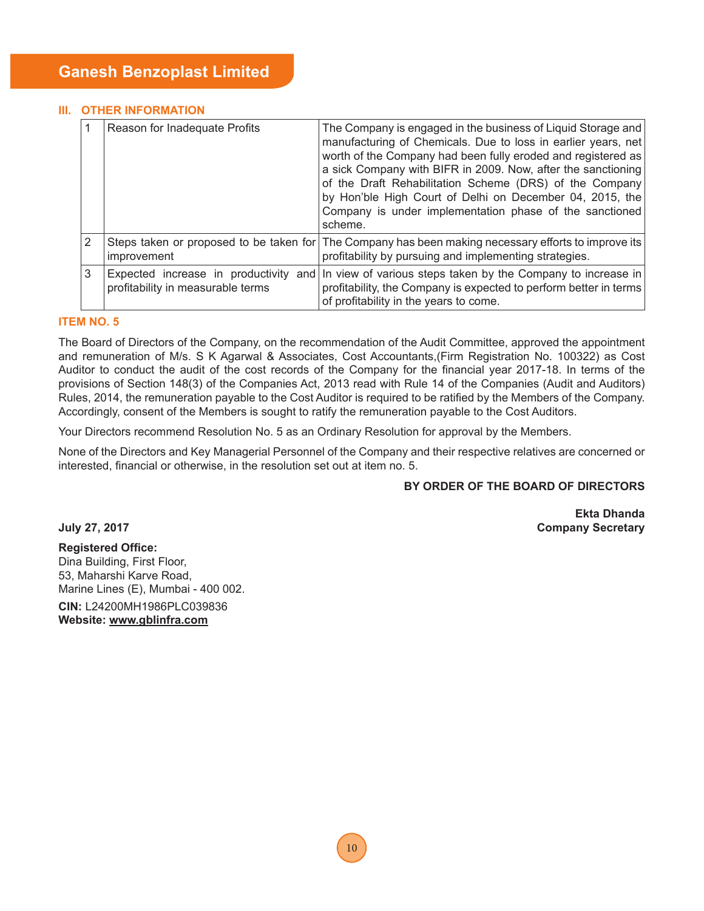### III. OTHER INFORMATION

| | | |
|---|---|---|
| 1 | Reason for Inadequate Profits | The Company is engaged in the business of Liquid Storage and manufacturing of Chemicals. Due to loss in earlier years, net worth of the Company had been fully eroded and registered as a sick Company with BIFR in 2009. Now, after the sanctioning of the Draft Rehabilitation Scheme (DRS) of the Company by Hon'ble High Court of Delhi on December 04, 2015, the Company is under implementation phase of the sanctioned scheme. |
| 2 | Steps taken or proposed to be taken for improvement | The Company has been making necessary efforts to improve its profitability by pursuing and implementing strategies. |
| 3 | Expected increase in productivity and profitability in measurable terms | In view of various steps taken by the Company to increase in profitability, the Company is expected to perform better in terms of profitability in the years to come. |

### ITEM NO. 5

The Board of Directors of the Company, on the recommendation of the Audit Committee, approved the appointment and remuneration of M/s. S K Agarwal & Associates, Cost Accountants,(Firm Registration No. 100322) as Cost Auditor to conduct the audit of the cost records of the Company for the financial year 2017-18. In terms of the provisions of Section 148(3) of the Companies Act, 2013 read with Rule 14 of the Companies (Audit and Auditors) Rules, 2014, the remuneration payable to the Cost Auditor is required to be ratified by the Members of the Company. Accordingly, consent of the Members is sought to ratify the remuneration payable to the Cost Auditors.

Your Directors recommend Resolution No. 5 as an Ordinary Resolution for approval by the Members.

None of the Directors and Key Managerial Personnel of the Company and their respective relatives are concerned or interested, financial or otherwise, in the resolution set out at item no. 5.

**BY ORDER OF THE BOARD OF DIRECTORS**

**Ekta Dhanda**
**Company Secretary**

**July 27, 2017**

**Registered Office:**
Dina Building, First Floor,
53, Maharshi Karve Road,
Marine Lines (E), Mumbai - 400 002.

**CIN:** L24200MH1986PLC039836
**Website: www.gblinfra.com**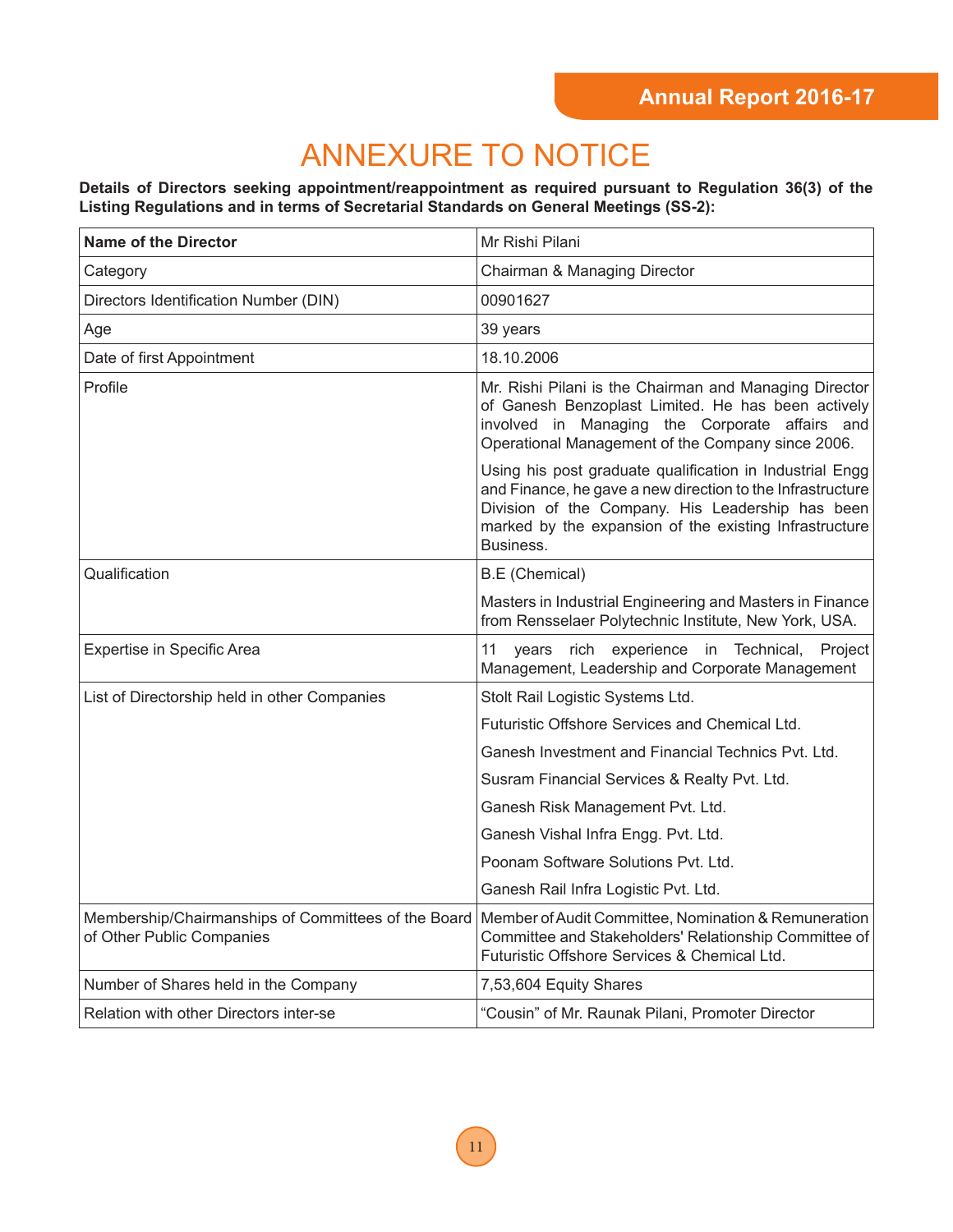# ANNEXURE TO NOTICE

**Details of Directors seeking appointment/reappointment as required pursuant to Regulation 36(3) of the Listing Regulations and in terms of Secretarial Standards on General Meetings (SS-2):**

| **Name of the Director** | Mr Rishi Pilani |
|---|---|
| Category | Chairman & Managing Director |
| Directors Identification Number (DIN) | 00901627 |
| Age | 39 years |
| Date of first Appointment | 18.10.2006 |
| Profile | Mr. Rishi Pilani is the Chairman and Managing Director of Ganesh Benzoplast Limited. He has been actively involved in Managing the Corporate affairs and Operational Management of the Company since 2006.<br><br>Using his post graduate qualification in Industrial Engg and Finance, he gave a new direction to the Infrastructure Division of the Company. His Leadership has been marked by the expansion of the existing Infrastructure Business. |
| Qualification | B.E (Chemical)<br><br>Masters in Industrial Engineering and Masters in Finance from Rensselaer Polytechnic Institute, New York, USA. |
| Expertise in Specific Area | 11 years rich experience in Technical, Project Management, Leadership and Corporate Management |
| List of Directorship held in other Companies | Stolt Rail Logistic Systems Ltd.<br>Futuristic Offshore Services and Chemical Ltd.<br>Ganesh Investment and Financial Technics Pvt. Ltd.<br>Susram Financial Services & Realty Pvt. Ltd.<br>Ganesh Risk Management Pvt. Ltd.<br>Ganesh Vishal Infra Engg. Pvt. Ltd.<br>Poonam Software Solutions Pvt. Ltd.<br>Ganesh Rail Infra Logistic Pvt. Ltd. |
| Membership/Chairmanships of Committees of the Board of Other Public Companies | Member of Audit Committee, Nomination & Remuneration Committee and Stakeholders' Relationship Committee of Futuristic Offshore Services & Chemical Ltd. |
| Number of Shares held in the Company | 7,53,604 Equity Shares |
| Relation with other Directors inter-se | "Cousin" of Mr. Raunak Pilani, Promoter Director |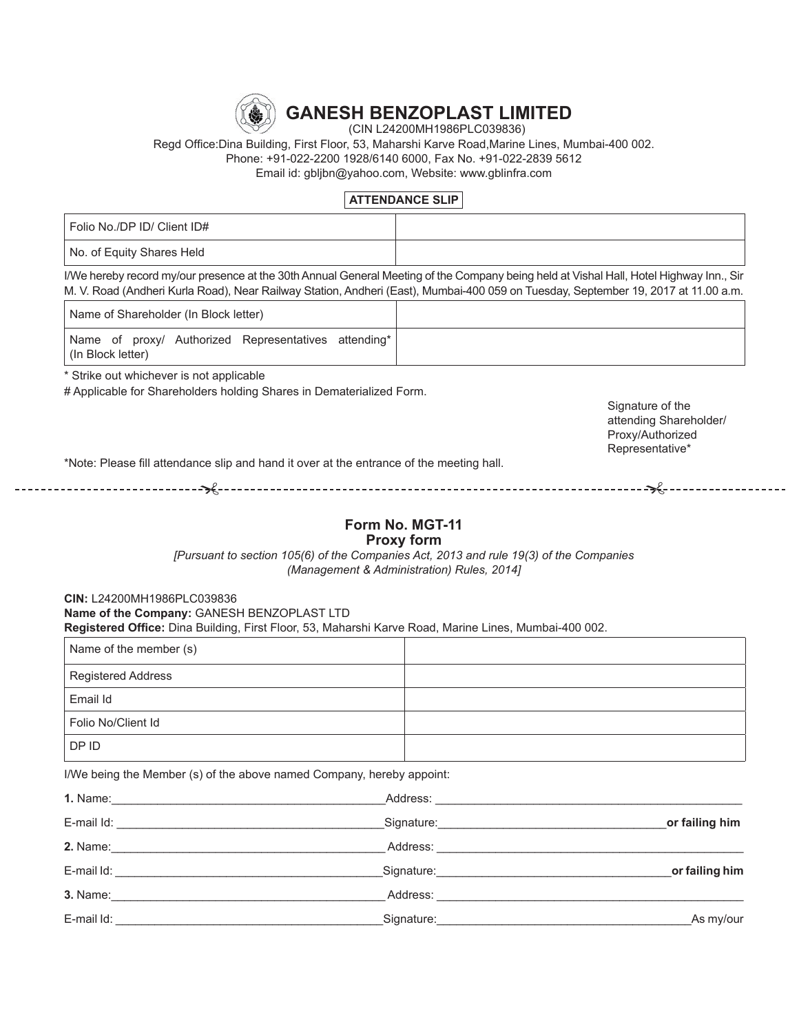# GANESH BENZOPLAST LIMITED

(CIN L24200MH1986PLC039836)

Regd Office:Dina Building, First Floor, 53, Maharshi Karve Road,Marine Lines, Mumbai-400 002.
Phone: +91-022-2200 1928/6140 6000, Fax No. +91-022-2839 5612
Email id: gbljbn@yahoo.com, Website: www.gblinfra.com

**ATTENDANCE SLIP**

| Folio No./DP ID/ Client ID# | |
|---|---|
| No. of Equity Shares Held | |

I/We hereby record my/our presence at the 30th Annual General Meeting of the Company being held at Vishal Hall, Hotel Highway Inn., Sir M. V. Road (Andheri Kurla Road), Near Railway Station, Andheri (East), Mumbai-400 059 on Tuesday, September 19, 2017 at 11.00 a.m.

| Name of Shareholder (In Block letter) | |
|---|---|
| Name of proxy/ Authorized Representatives attending* (In Block letter) | |

* Strike out whichever is not applicable

# Applicable for Shareholders holding Shares in Dematerialized Form.

Signature of the attending Shareholder/ Proxy/Authorized Representative*

*Note: Please fill attendance slip and hand it over at the entrance of the meeting hall.

---

## Form No. MGT-11
## Proxy form

*[Pursuant to section 105(6) of the Companies Act, 2013 and rule 19(3) of the Companies (Management & Administration) Rules, 2014]*

**CIN:** L24200MH1986PLC039836
**Name of the Company:** GANESH BENZOPLAST LTD
**Registered Office:** Dina Building, First Floor, 53, Maharshi Karve Road, Marine Lines, Mumbai-400 002.

| Name of the member (s) | |
|---|---|
| Registered Address | |
| Email Id | |
| Folio No/Client Id | |
| DP ID | |

I/We being the Member (s) of the above named Company, hereby appoint:

**1.** Name:\_\_\_\_\_\_\_\_\_\_\_\_\_\_\_\_\_\_\_\_ Address: \_\_\_\_\_\_\_\_\_\_\_\_\_\_\_\_\_\_\_\_

E-mail Id: \_\_\_\_\_\_\_\_\_\_\_\_\_\_\_\_\_\_\_\_ Signature:\_\_\_\_\_\_\_\_\_\_\_\_\_\_\_\_\_\_\_\_ **or failing him**

**2.** Name:\_\_\_\_\_\_\_\_\_\_\_\_\_\_\_\_\_\_\_\_ Address: \_\_\_\_\_\_\_\_\_\_\_\_\_\_\_\_\_\_\_\_

E-mail Id: \_\_\_\_\_\_\_\_\_\_\_\_\_\_\_\_\_\_\_\_ Signature:\_\_\_\_\_\_\_\_\_\_\_\_\_\_\_\_\_\_\_\_ **or failing him**

**3.** Name:\_\_\_\_\_\_\_\_\_\_\_\_\_\_\_\_\_\_\_\_ Address: \_\_\_\_\_\_\_\_\_\_\_\_\_\_\_\_\_\_\_\_

E-mail Id: \_\_\_\_\_\_\_\_\_\_\_\_\_\_\_\_\_\_\_\_ Signature:\_\_\_\_\_\_\_\_\_\_\_\_\_\_\_\_\_\_\_\_ As my/our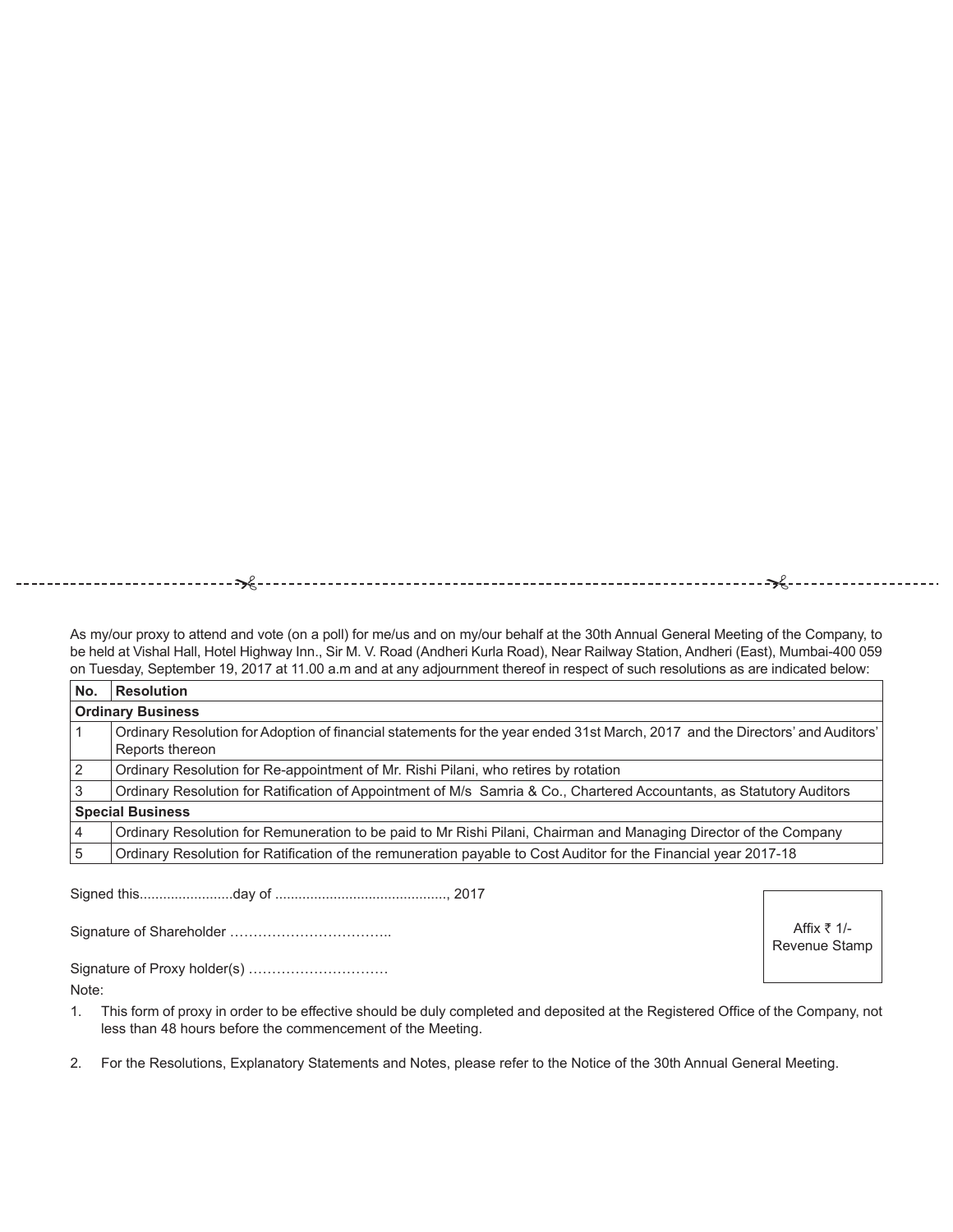As my/our proxy to attend and vote (on a poll) for me/us and on my/our behalf at the 30th Annual General Meeting of the Company, to be held at Vishal Hall, Hotel Highway Inn., Sir M. V. Road (Andheri Kurla Road), Near Railway Station, Andheri (East), Mumbai-400 059 on Tuesday, September 19, 2017 at 11.00 a.m and at any adjournment thereof in respect of such resolutions as are indicated below:

| No. | Resolution |
|---|---|
| **Ordinary Business** | |
| 1 | Ordinary Resolution for Adoption of financial statements for the year ended 31st March, 2017 and the Directors' and Auditors' Reports thereon |
| 2 | Ordinary Resolution for Re-appointment of Mr. Rishi Pilani, who retires by rotation |
| 3 | Ordinary Resolution for Ratification of Appointment of M/s Samria & Co., Chartered Accountants, as Statutory Auditors |
| **Special Business** | |
| 4 | Ordinary Resolution for Remuneration to be paid to Mr Rishi Pilani, Chairman and Managing Director of the Company |
| 5 | Ordinary Resolution for Ratification of the remuneration payable to Cost Auditor for the Financial year 2017-18 |

Signed this........................day of ............................................, 2017

Signature of Shareholder ……………………………..

Affix ₹ 1/-
Revenue Stamp

Signature of Proxy holder(s) …………………………

Note:

1. This form of proxy in order to be effective should be duly completed and deposited at the Registered Office of the Company, not less than 48 hours before the commencement of the Meeting.

2. For the Resolutions, Explanatory Statements and Notes, please refer to the Notice of the 30th Annual General Meeting.